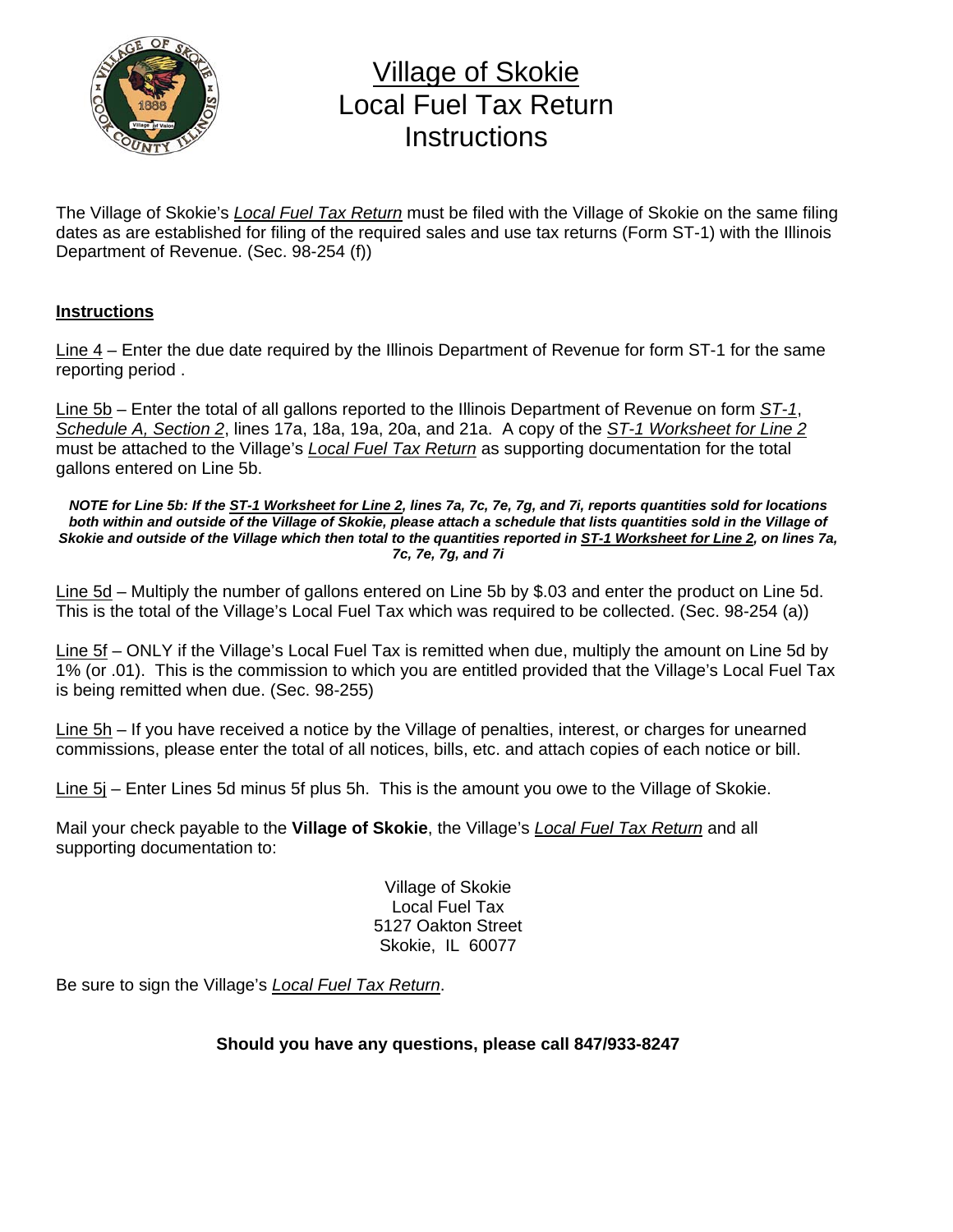# Village of Skokie
# Local Fuel Tax Return
# Instructions

The Village of Skokie's *Local Fuel Tax Return* must be filed with the Village of Skokie on the same filing dates as are established for filing of the required sales and use tax returns (Form ST-1) with the Illinois Department of Revenue. (Sec. 98-254 (f))

**Instructions**

Line 4 – Enter the due date required by the Illinois Department of Revenue for form ST-1 for the same reporting period .

Line 5b – Enter the total of all gallons reported to the Illinois Department of Revenue on form *ST-1*, *Schedule A, Section 2*, lines 17a, 18a, 19a, 20a, and 21a. A copy of the *ST-1 Worksheet for Line 2* must be attached to the Village's *Local Fuel Tax Return* as supporting documentation for the total gallons entered on Line 5b.

***NOTE for Line 5b: If the ST-1 Worksheet for Line 2, lines 7a, 7c, 7e, 7g, and 7i, reports quantities sold for locations both within and outside of the Village of Skokie, please attach a schedule that lists quantities sold in the Village of Skokie and outside of the Village which then total to the quantities reported in ST-1 Worksheet for Line 2, on lines 7a, 7c, 7e, 7g, and 7i***

Line 5d – Multiply the number of gallons entered on Line 5b by $.03 and enter the product on Line 5d. This is the total of the Village's Local Fuel Tax which was required to be collected. (Sec. 98-254 (a))

Line 5f – ONLY if the Village's Local Fuel Tax is remitted when due, multiply the amount on Line 5d by 1% (or .01). This is the commission to which you are entitled provided that the Village's Local Fuel Tax is being remitted when due. (Sec. 98-255)

Line 5h – If you have received a notice by the Village of penalties, interest, or charges for unearned commissions, please enter the total of all notices, bills, etc. and attach copies of each notice or bill.

Line 5j – Enter Lines 5d minus 5f plus 5h. This is the amount you owe to the Village of Skokie.

Mail your check payable to the **Village of Skokie**, the Village's *Local Fuel Tax Return* and all supporting documentation to:

Village of Skokie
Local Fuel Tax
5127 Oakton Street
Skokie, IL 60077

Be sure to sign the Village's *Local Fuel Tax Return*.

**Should you have any questions, please call 847/933-8247**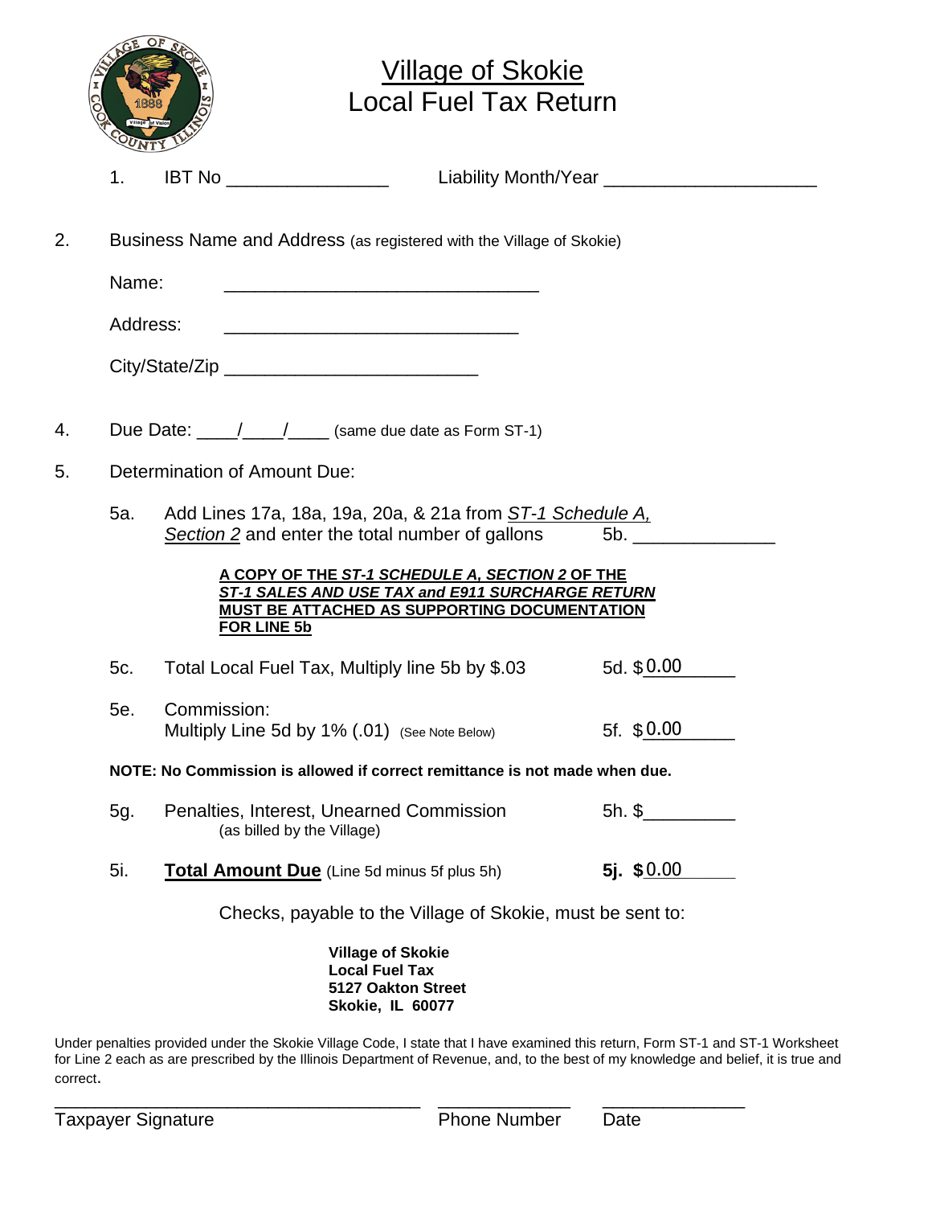# Village of Skokie
## Local Fuel Tax Return

1. IBT No _______________ Liability Month/Year ____________________

2. Business Name and Address (as registered with the Village of Skokie)

   Name: ______________________________

   Address: ____________________________

   City/State/Zip ________________________

4. Due Date: ____/____/____ (same due date as Form ST-1)

5. Determination of Amount Due:

   5a. Add Lines 17a, 18a, 19a, 20a, & 21a from *ST-1 Schedule A, Section 2* and enter the total number of gallons — 5b. ______________

   **A COPY OF THE *ST-1 SCHEDULE A, SECTION 2* OF THE *ST-1 SALES AND USE TAX and E911 SURCHARGE RETURN* MUST BE ATTACHED AS SUPPORTING DOCUMENTATION FOR LINE 5b**

   5c. Total Local Fuel Tax, Multiply line 5b by $.03 — 5d. $0.00

   5e. Commission: Multiply Line 5d by 1% (.01) (See Note Below) — 5f. $0.00

   **NOTE: No Commission is allowed if correct remittance is not made when due.**

   5g. Penalties, Interest, Unearned Commission (as billed by the Village) — 5h. $_________

   5i. **Total Amount Due** (Line 5d minus 5f plus 5h) — **5j. $**0.00

Checks, payable to the Village of Skokie, must be sent to:

**Village of Skokie**
**Local Fuel Tax**
**5127 Oakton Street**
**Skokie, IL 60077**

Under penalties provided under the Skokie Village Code, I state that I have examined this return, Form ST-1 and ST-1 Worksheet for Line 2 each as are prescribed by the Illinois Department of Revenue, and, to the best of my knowledge and belief, it is true and correct.

____________________________________ _____________ ______________
Taxpayer Signature — Phone Number — Date